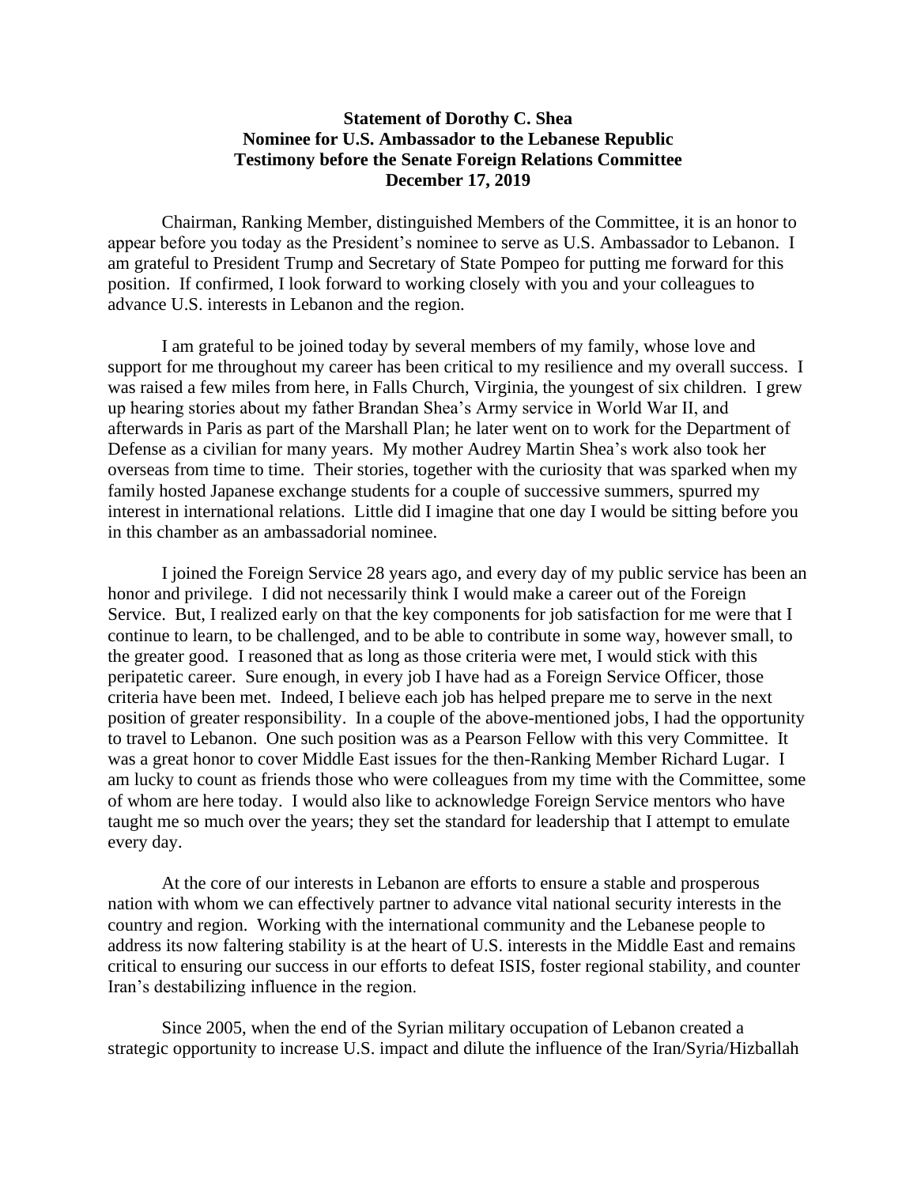**Statement of Dorothy C. Shea**
**Nominee for U.S. Ambassador to the Lebanese Republic**
**Testimony before the Senate Foreign Relations Committee**
**December 17, 2019**

Chairman, Ranking Member, distinguished Members of the Committee, it is an honor to appear before you today as the President's nominee to serve as U.S. Ambassador to Lebanon. I am grateful to President Trump and Secretary of State Pompeo for putting me forward for this position. If confirmed, I look forward to working closely with you and your colleagues to advance U.S. interests in Lebanon and the region.

I am grateful to be joined today by several members of my family, whose love and support for me throughout my career has been critical to my resilience and my overall success. I was raised a few miles from here, in Falls Church, Virginia, the youngest of six children. I grew up hearing stories about my father Brandan Shea's Army service in World War II, and afterwards in Paris as part of the Marshall Plan; he later went on to work for the Department of Defense as a civilian for many years. My mother Audrey Martin Shea's work also took her overseas from time to time. Their stories, together with the curiosity that was sparked when my family hosted Japanese exchange students for a couple of successive summers, spurred my interest in international relations. Little did I imagine that one day I would be sitting before you in this chamber as an ambassadorial nominee.

I joined the Foreign Service 28 years ago, and every day of my public service has been an honor and privilege. I did not necessarily think I would make a career out of the Foreign Service. But, I realized early on that the key components for job satisfaction for me were that I continue to learn, to be challenged, and to be able to contribute in some way, however small, to the greater good. I reasoned that as long as those criteria were met, I would stick with this peripatetic career. Sure enough, in every job I have had as a Foreign Service Officer, those criteria have been met. Indeed, I believe each job has helped prepare me to serve in the next position of greater responsibility. In a couple of the above-mentioned jobs, I had the opportunity to travel to Lebanon. One such position was as a Pearson Fellow with this very Committee. It was a great honor to cover Middle East issues for the then-Ranking Member Richard Lugar. I am lucky to count as friends those who were colleagues from my time with the Committee, some of whom are here today. I would also like to acknowledge Foreign Service mentors who have taught me so much over the years; they set the standard for leadership that I attempt to emulate every day.

At the core of our interests in Lebanon are efforts to ensure a stable and prosperous nation with whom we can effectively partner to advance vital national security interests in the country and region. Working with the international community and the Lebanese people to address its now faltering stability is at the heart of U.S. interests in the Middle East and remains critical to ensuring our success in our efforts to defeat ISIS, foster regional stability, and counter Iran's destabilizing influence in the region.

Since 2005, when the end of the Syrian military occupation of Lebanon created a strategic opportunity to increase U.S. impact and dilute the influence of the Iran/Syria/Hizballah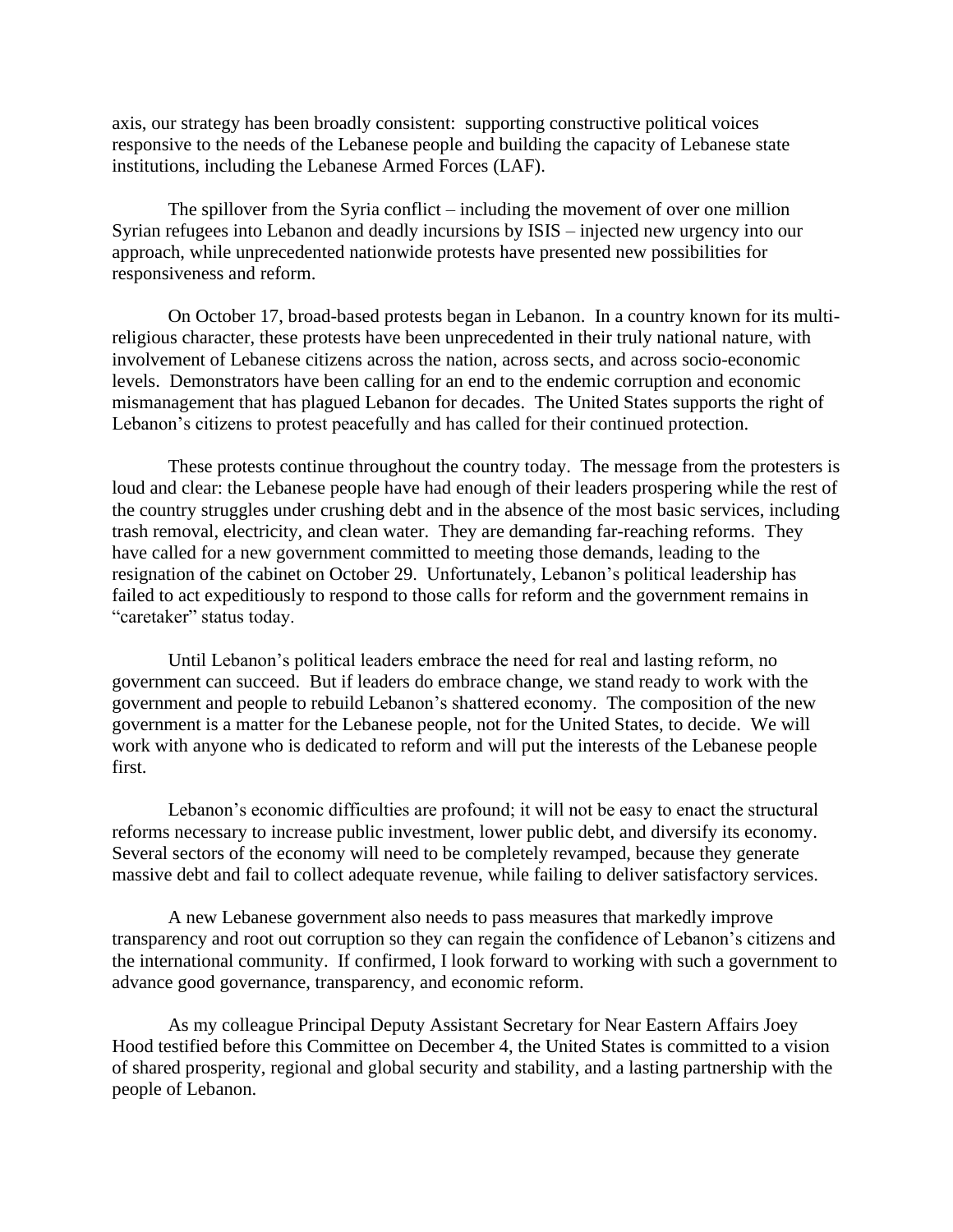axis, our strategy has been broadly consistent: supporting constructive political voices responsive to the needs of the Lebanese people and building the capacity of Lebanese state institutions, including the Lebanese Armed Forces (LAF).

The spillover from the Syria conflict – including the movement of over one million Syrian refugees into Lebanon and deadly incursions by ISIS – injected new urgency into our approach, while unprecedented nationwide protests have presented new possibilities for responsiveness and reform.

On October 17, broad-based protests began in Lebanon. In a country known for its multi-religious character, these protests have been unprecedented in their truly national nature, with involvement of Lebanese citizens across the nation, across sects, and across socio-economic levels. Demonstrators have been calling for an end to the endemic corruption and economic mismanagement that has plagued Lebanon for decades. The United States supports the right of Lebanon's citizens to protest peacefully and has called for their continued protection.

These protests continue throughout the country today. The message from the protesters is loud and clear: the Lebanese people have had enough of their leaders prospering while the rest of the country struggles under crushing debt and in the absence of the most basic services, including trash removal, electricity, and clean water. They are demanding far-reaching reforms. They have called for a new government committed to meeting those demands, leading to the resignation of the cabinet on October 29. Unfortunately, Lebanon's political leadership has failed to act expeditiously to respond to those calls for reform and the government remains in "caretaker" status today.

Until Lebanon's political leaders embrace the need for real and lasting reform, no government can succeed. But if leaders do embrace change, we stand ready to work with the government and people to rebuild Lebanon's shattered economy. The composition of the new government is a matter for the Lebanese people, not for the United States, to decide. We will work with anyone who is dedicated to reform and will put the interests of the Lebanese people first.

Lebanon's economic difficulties are profound; it will not be easy to enact the structural reforms necessary to increase public investment, lower public debt, and diversify its economy. Several sectors of the economy will need to be completely revamped, because they generate massive debt and fail to collect adequate revenue, while failing to deliver satisfactory services.

A new Lebanese government also needs to pass measures that markedly improve transparency and root out corruption so they can regain the confidence of Lebanon's citizens and the international community. If confirmed, I look forward to working with such a government to advance good governance, transparency, and economic reform.

As my colleague Principal Deputy Assistant Secretary for Near Eastern Affairs Joey Hood testified before this Committee on December 4, the United States is committed to a vision of shared prosperity, regional and global security and stability, and a lasting partnership with the people of Lebanon.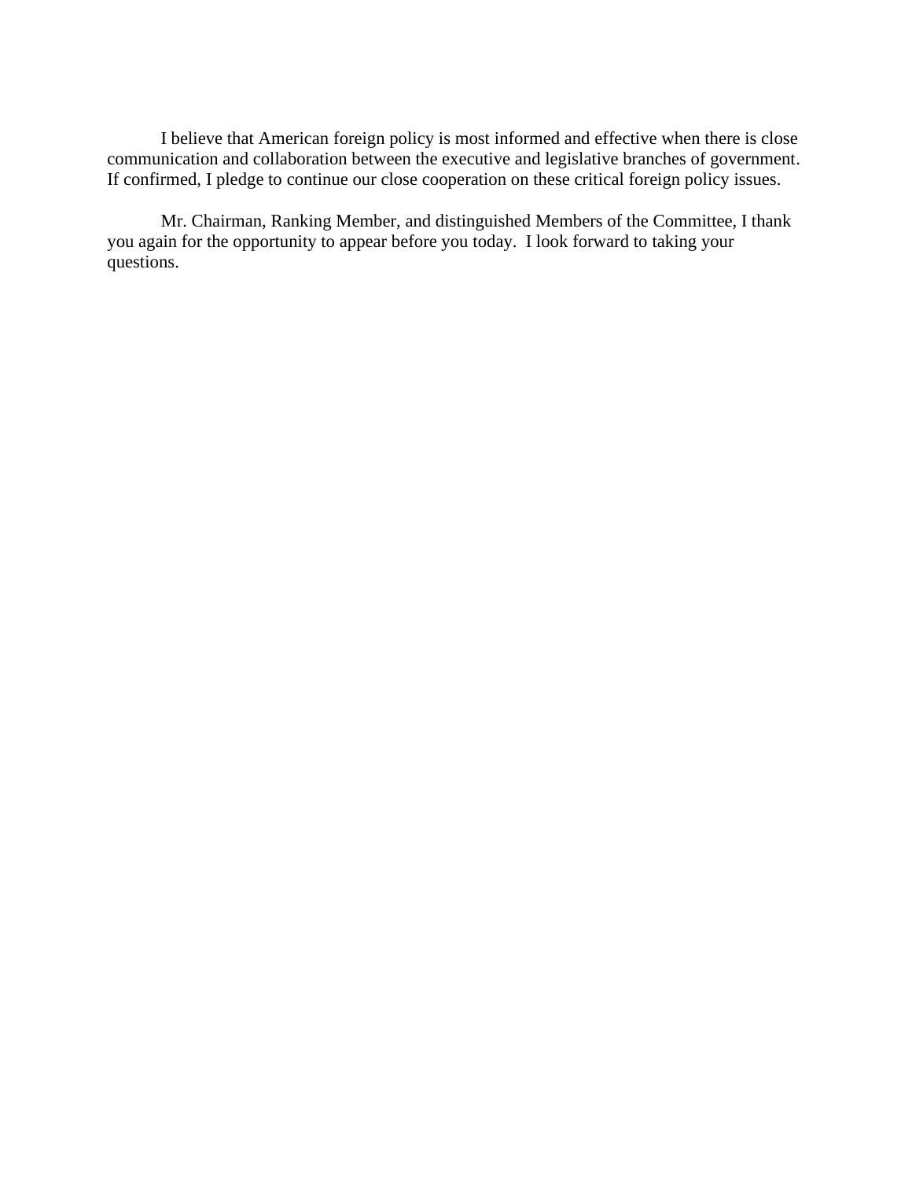I believe that American foreign policy is most informed and effective when there is close communication and collaboration between the executive and legislative branches of government. If confirmed, I pledge to continue our close cooperation on these critical foreign policy issues.

Mr. Chairman, Ranking Member, and distinguished Members of the Committee, I thank you again for the opportunity to appear before you today. I look forward to taking your questions.